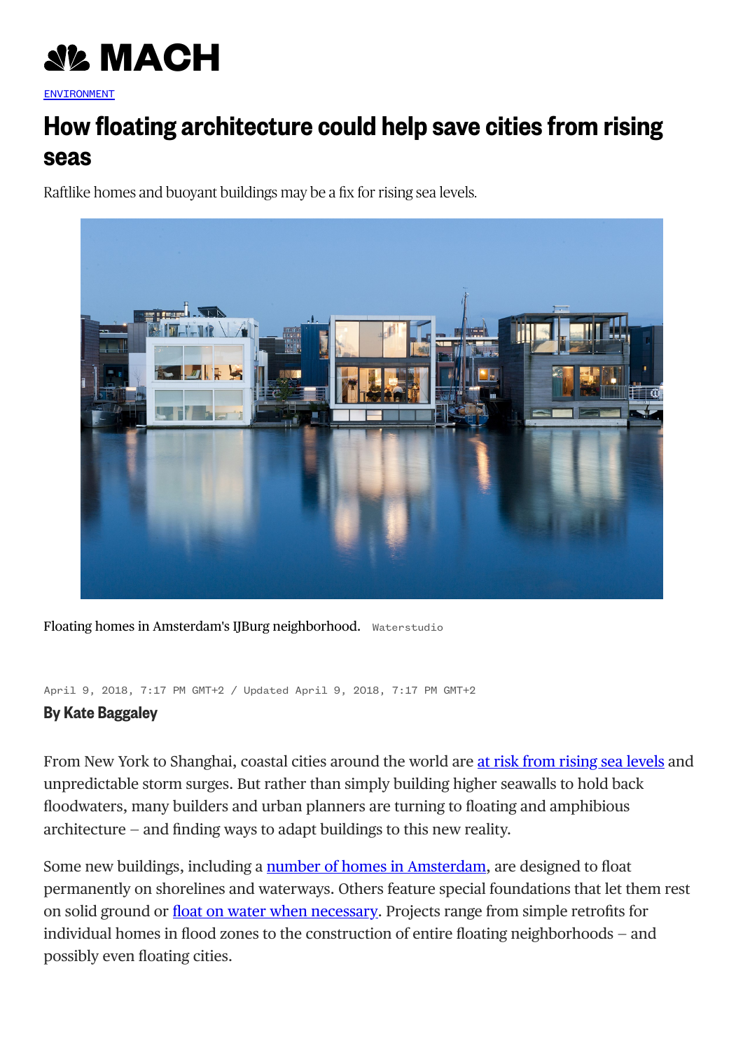MACH

ENVIRONMENT

# How floating architecture could help save cities from rising seas

Raftlike homes and buoyant buildings may be a fix for rising sea levels.

Floating homes in Amsterdam's IJBurg neighborhood. Waterstudio

April 9, 2018, 7:17 PM GMT+2 / Updated April 9, 2018, 7:17 PM GMT+2

**By Kate Baggaley**

From New York to Shanghai, coastal cities around the world are at risk from rising sea levels and unpredictable storm surges. But rather than simply building higher seawalls to hold back floodwaters, many builders and urban planners are turning to floating and amphibious architecture – and finding ways to adapt buildings to this new reality.

Some new buildings, including a number of homes in Amsterdam, are designed to float permanently on shorelines and waterways. Others feature special foundations that let them rest on solid ground or float on water when necessary. Projects range from simple retrofits for individual homes in flood zones to the construction of entire floating neighborhoods – and possibly even floating cities.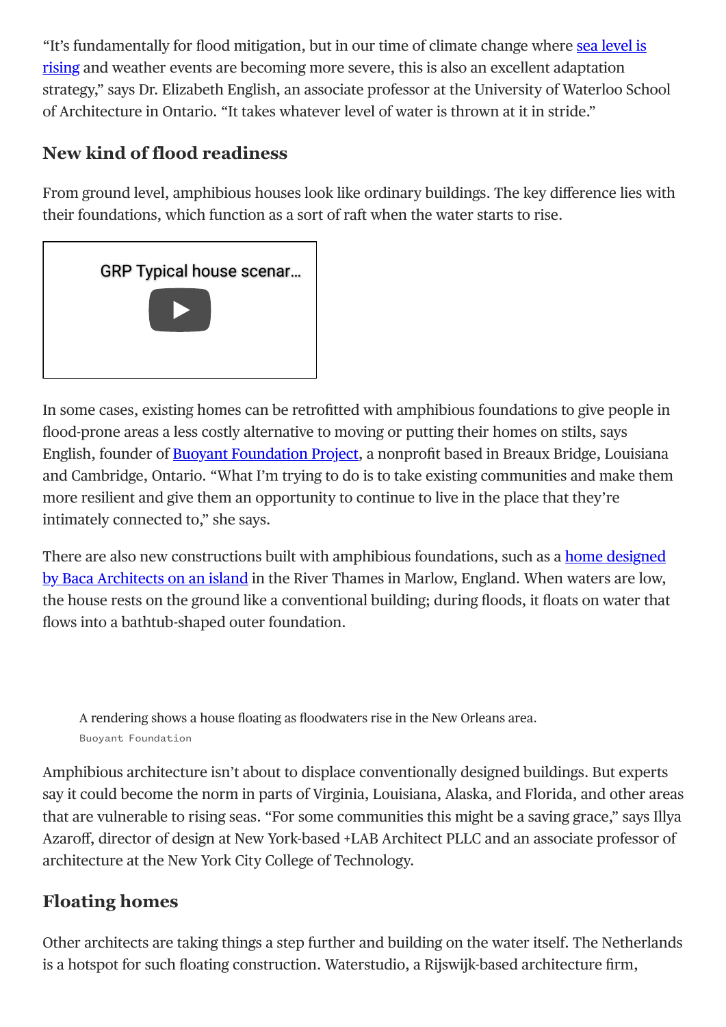"It's fundamentally for flood mitigation, but in our time of climate change where sea level is rising and weather events are becoming more severe, this is also an excellent adaptation strategy," says Dr. Elizabeth English, an associate professor at the University of Waterloo School of Architecture in Ontario. "It takes whatever level of water is thrown at it in stride."

## New kind of flood readiness

From ground level, amphibious houses look like ordinary buildings. The key difference lies with their foundations, which function as a sort of raft when the water starts to rise.

GRP Typical house scenar...

In some cases, existing homes can be retrofitted with amphibious foundations to give people in flood-prone areas a less costly alternative to moving or putting their homes on stilts, says English, founder of Buoyant Foundation Project, a nonprofit based in Breaux Bridge, Louisiana and Cambridge, Ontario. "What I'm trying to do is to take existing communities and make them more resilient and give them an opportunity to continue to live in the place that they're intimately connected to," she says.

There are also new constructions built with amphibious foundations, such as a home designed by Baca Architects on an island in the River Thames in Marlow, England. When waters are low, the house rests on the ground like a conventional building; during floods, it floats on water that flows into a bathtub-shaped outer foundation.

A rendering shows a house floating as floodwaters rise in the New Orleans area.
Buoyant Foundation

Amphibious architecture isn't about to displace conventionally designed buildings. But experts say it could become the norm in parts of Virginia, Louisiana, Alaska, and Florida, and other areas that are vulnerable to rising seas. "For some communities this might be a saving grace," says Illya Azaroff, director of design at New York-based +LAB Architect PLLC and an associate professor of architecture at the New York City College of Technology.

## Floating homes

Other architects are taking things a step further and building on the water itself. The Netherlands is a hotspot for such floating construction. Waterstudio, a Rijswijk-based architecture firm,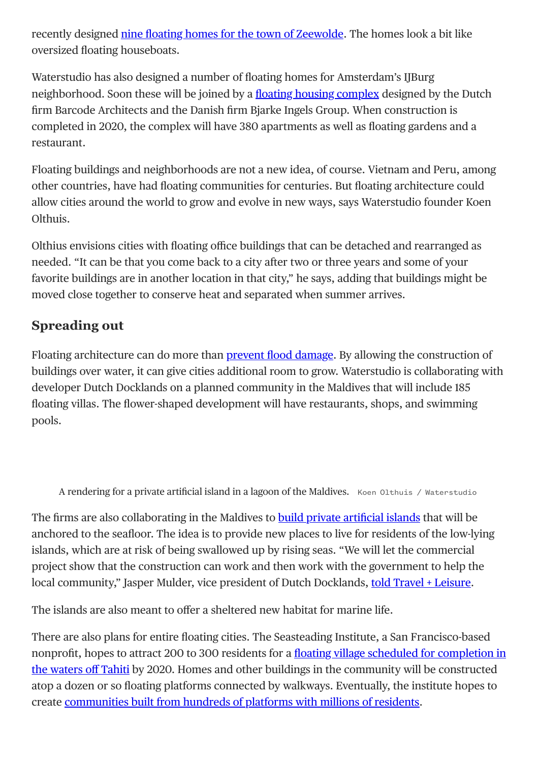recently designed nine floating homes for the town of Zeewolde. The homes look a bit like oversized floating houseboats.

Waterstudio has also designed a number of floating homes for Amsterdam's IJBurg neighborhood. Soon these will be joined by a floating housing complex designed by the Dutch firm Barcode Architects and the Danish firm Bjarke Ingels Group. When construction is completed in 2020, the complex will have 380 apartments as well as floating gardens and a restaurant.

Floating buildings and neighborhoods are not a new idea, of course. Vietnam and Peru, among other countries, have had floating communities for centuries. But floating architecture could allow cities around the world to grow and evolve in new ways, says Waterstudio founder Koen Olthuis.

Olthius envisions cities with floating office buildings that can be detached and rearranged as needed. "It can be that you come back to a city after two or three years and some of your favorite buildings are in another location in that city," he says, adding that buildings might be moved close together to conserve heat and separated when summer arrives.

## Spreading out

Floating architecture can do more than prevent flood damage. By allowing the construction of buildings over water, it can give cities additional room to grow. Waterstudio is collaborating with developer Dutch Docklands on a planned community in the Maldives that will include 185 floating villas. The flower-shaped development will have restaurants, shops, and swimming pools.

A rendering for a private artificial island in a lagoon of the Maldives. Koen Olthuis / Waterstudio

The firms are also collaborating in the Maldives to build private artificial islands that will be anchored to the seafloor. The idea is to provide new places to live for residents of the low-lying islands, which are at risk of being swallowed up by rising seas. "We will let the commercial project show that the construction can work and then work with the government to help the local community," Jasper Mulder, vice president of Dutch Docklands, told Travel + Leisure.

The islands are also meant to offer a sheltered new habitat for marine life.

There are also plans for entire floating cities. The Seasteading Institute, a San Francisco-based nonprofit, hopes to attract 200 to 300 residents for a floating village scheduled for completion in the waters off Tahiti by 2020. Homes and other buildings in the community will be constructed atop a dozen or so floating platforms connected by walkways. Eventually, the institute hopes to create communities built from hundreds of platforms with millions of residents.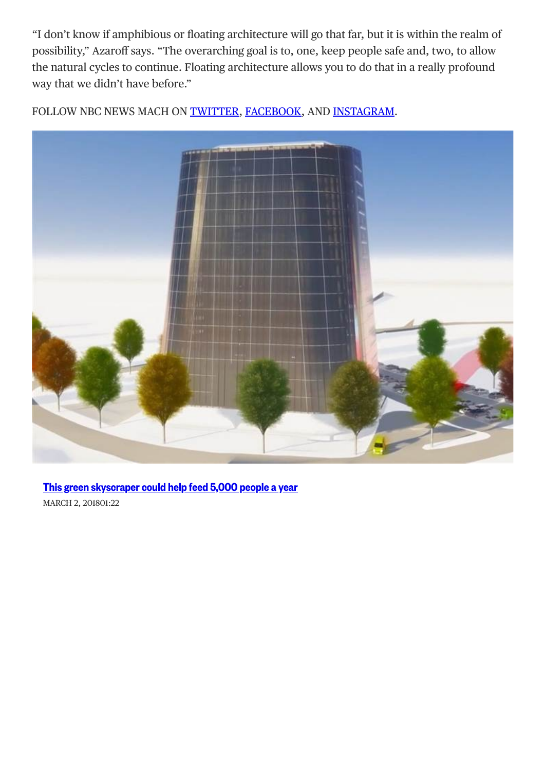"I don't know if amphibious or floating architecture will go that far, but it is within the realm of possibility," Azaroff says. "The overarching goal is to, one, keep people safe and, two, to allow the natural cycles to continue. Floating architecture allows you to do that in a really profound way that we didn't have before."

FOLLOW NBC NEWS MACH ON TWITTER, FACEBOOK, AND INSTAGRAM.

**This green skyscraper could help feed 5,000 people a year**

MARCH 2, 201801:22